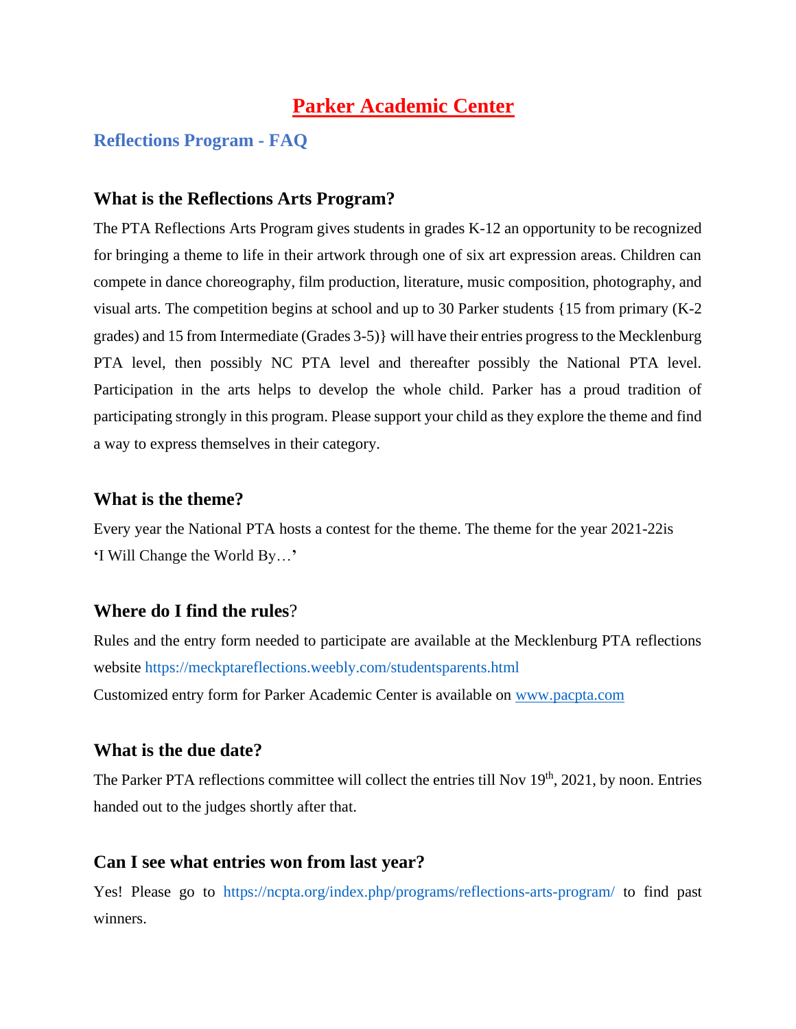# Parker Academic Center

## Reflections Program - FAQ

### What is the Reflections Arts Program?

The PTA Reflections Arts Program gives students in grades K-12 an opportunity to be recognized for bringing a theme to life in their artwork through one of six art expression areas. Children can compete in dance choreography, film production, literature, music composition, photography, and visual arts. The competition begins at school and up to 30 Parker students {15 from primary (K-2 grades) and 15 from Intermediate (Grades 3-5)} will have their entries progress to the Mecklenburg PTA level, then possibly NC PTA level and thereafter possibly the National PTA level. Participation in the arts helps to develop the whole child. Parker has a proud tradition of participating strongly in this program. Please support your child as they explore the theme and find a way to express themselves in their category.

### What is the theme?

Every year the National PTA hosts a contest for the theme. The theme for the year 2021-22is '**I Will Change the World By…**'

### Where do I find the rules?

Rules and the entry form needed to participate are available at the Mecklenburg PTA reflections website https://meckptareflections.weebly.com/studentsparents.html

Customized entry form for Parker Academic Center is available on www.pacpta.com

### What is the due date?

The Parker PTA reflections committee will collect the entries till Nov 19th, 2021, by noon. Entries handed out to the judges shortly after that.

### Can I see what entries won from last year?

Yes! Please go to https://ncpta.org/index.php/programs/reflections-arts-program/ to find past winners.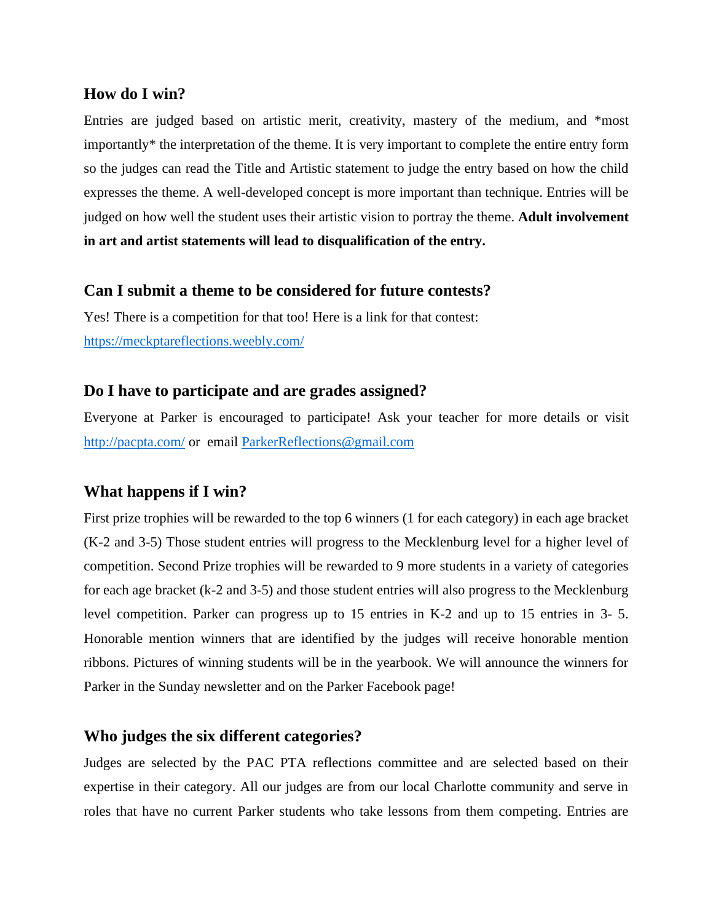## How do I win?

Entries are judged based on artistic merit, creativity, mastery of the medium, and *most importantly* the interpretation of the theme. It is very important to complete the entire entry form so the judges can read the Title and Artistic statement to judge the entry based on how the child expresses the theme. A well-developed concept is more important than technique. Entries will be judged on how well the student uses their artistic vision to portray the theme. **Adult involvement in art and artist statements will lead to disqualification of the entry.**

## Can I submit a theme to be considered for future contests?

Yes! There is a competition for that too! Here is a link for that contest: [https://meckptareflections.weebly.com/](https://meckptareflections.weebly.com/)

## Do I have to participate and are grades assigned?

Everyone at Parker is encouraged to participate! Ask your teacher for more details or visit [http://pacpta.com/](http://pacpta.com/) or email [ParkerReflections@gmail.com](mailto:ParkerReflections@gmail.com)

## What happens if I win?

First prize trophies will be rewarded to the top 6 winners (1 for each category) in each age bracket (K-2 and 3-5) Those student entries will progress to the Mecklenburg level for a higher level of competition. Second Prize trophies will be rewarded to 9 more students in a variety of categories for each age bracket (k-2 and 3-5) and those student entries will also progress to the Mecklenburg level competition. Parker can progress up to 15 entries in K-2 and up to 15 entries in 3- 5. Honorable mention winners that are identified by the judges will receive honorable mention ribbons. Pictures of winning students will be in the yearbook. We will announce the winners for Parker in the Sunday newsletter and on the Parker Facebook page!

## Who judges the six different categories?

Judges are selected by the PAC PTA reflections committee and are selected based on their expertise in their category. All our judges are from our local Charlotte community and serve in roles that have no current Parker students who take lessons from them competing. Entries are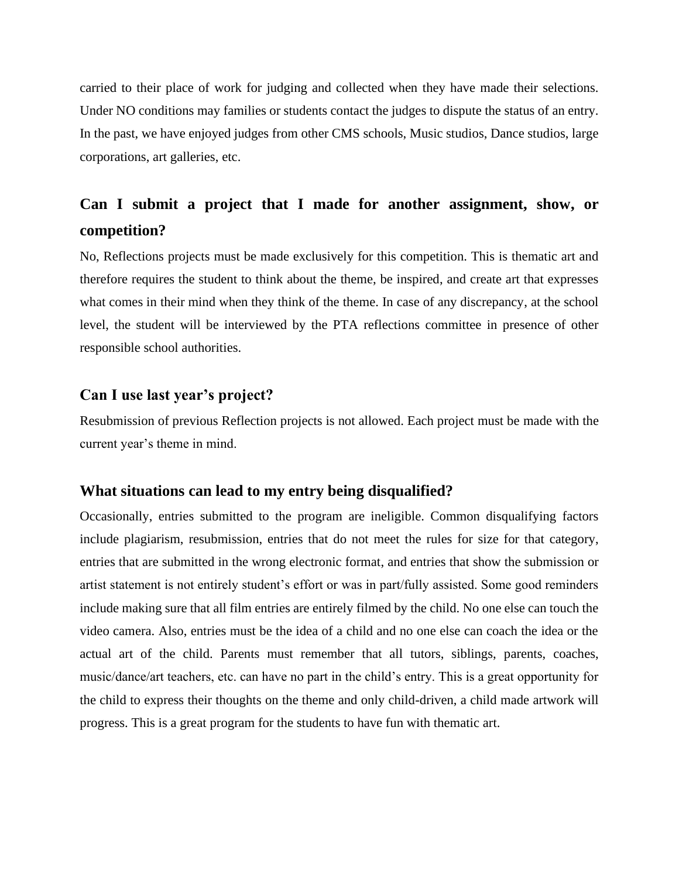carried to their place of work for judging and collected when they have made their selections. Under NO conditions may families or students contact the judges to dispute the status of an entry. In the past, we have enjoyed judges from other CMS schools, Music studios, Dance studios, large corporations, art galleries, etc.

## Can I submit a project that I made for another assignment, show, or competition?

No, Reflections projects must be made exclusively for this competition. This is thematic art and therefore requires the student to think about the theme, be inspired, and create art that expresses what comes in their mind when they think of the theme. In case of any discrepancy, at the school level, the student will be interviewed by the PTA reflections committee in presence of other responsible school authorities.

### Can I use last year's project?

Resubmission of previous Reflection projects is not allowed. Each project must be made with the current year's theme in mind.

### What situations can lead to my entry being disqualified?

Occasionally, entries submitted to the program are ineligible. Common disqualifying factors include plagiarism, resubmission, entries that do not meet the rules for size for that category, entries that are submitted in the wrong electronic format, and entries that show the submission or artist statement is not entirely student's effort or was in part/fully assisted. Some good reminders include making sure that all film entries are entirely filmed by the child. No one else can touch the video camera. Also, entries must be the idea of a child and no one else can coach the idea or the actual art of the child. Parents must remember that all tutors, siblings, parents, coaches, music/dance/art teachers, etc. can have no part in the child's entry. This is a great opportunity for the child to express their thoughts on the theme and only child-driven, a child made artwork will progress. This is a great program for the students to have fun with thematic art.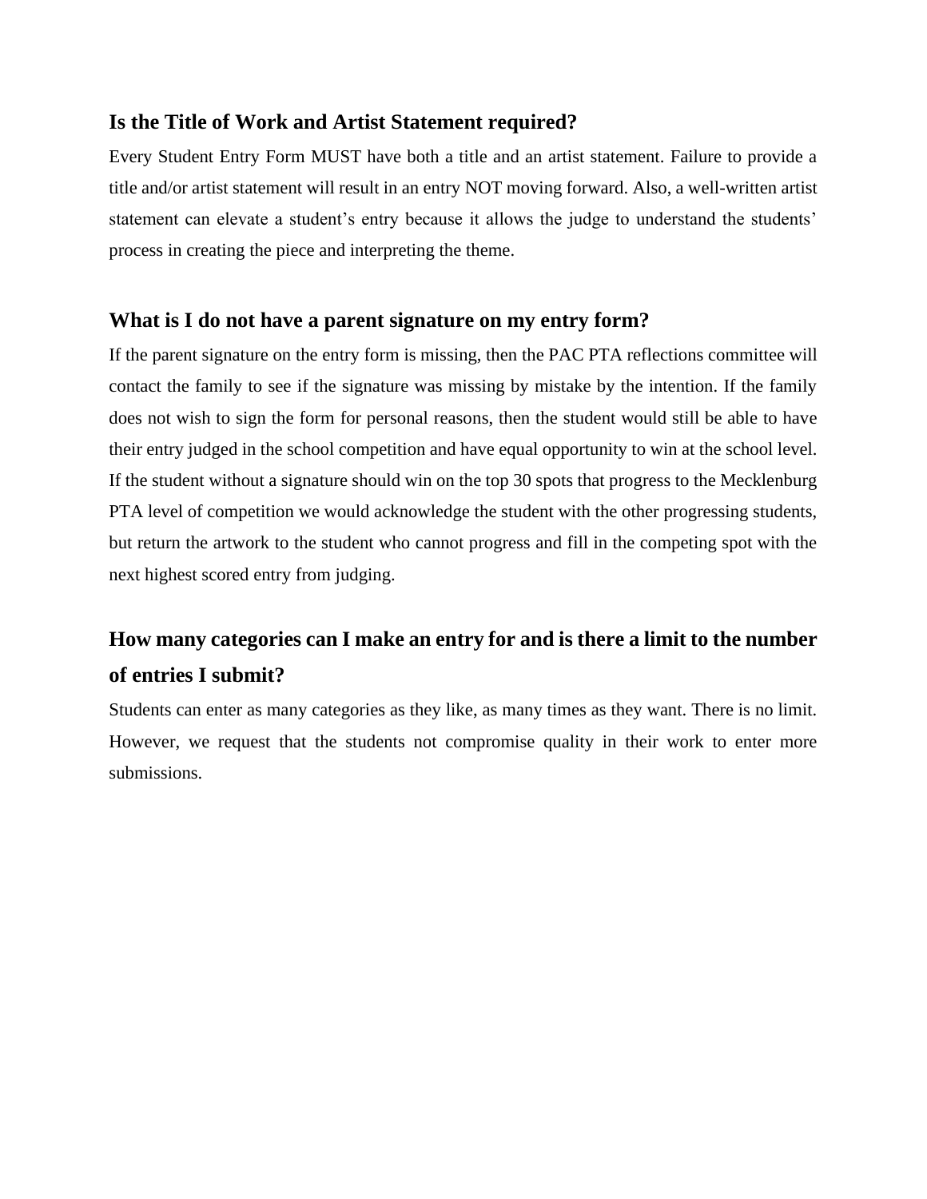## Is the Title of Work and Artist Statement required?

Every Student Entry Form MUST have both a title and an artist statement. Failure to provide a title and/or artist statement will result in an entry NOT moving forward. Also, a well-written artist statement can elevate a student's entry because it allows the judge to understand the students' process in creating the piece and interpreting the theme.

## What is I do not have a parent signature on my entry form?

If the parent signature on the entry form is missing, then the PAC PTA reflections committee will contact the family to see if the signature was missing by mistake by the intention. If the family does not wish to sign the form for personal reasons, then the student would still be able to have their entry judged in the school competition and have equal opportunity to win at the school level. If the student without a signature should win on the top 30 spots that progress to the Mecklenburg PTA level of competition we would acknowledge the student with the other progressing students, but return the artwork to the student who cannot progress and fill in the competing spot with the next highest scored entry from judging.

## How many categories can I make an entry for and is there a limit to the number of entries I submit?

Students can enter as many categories as they like, as many times as they want. There is no limit. However, we request that the students not compromise quality in their work to enter more submissions.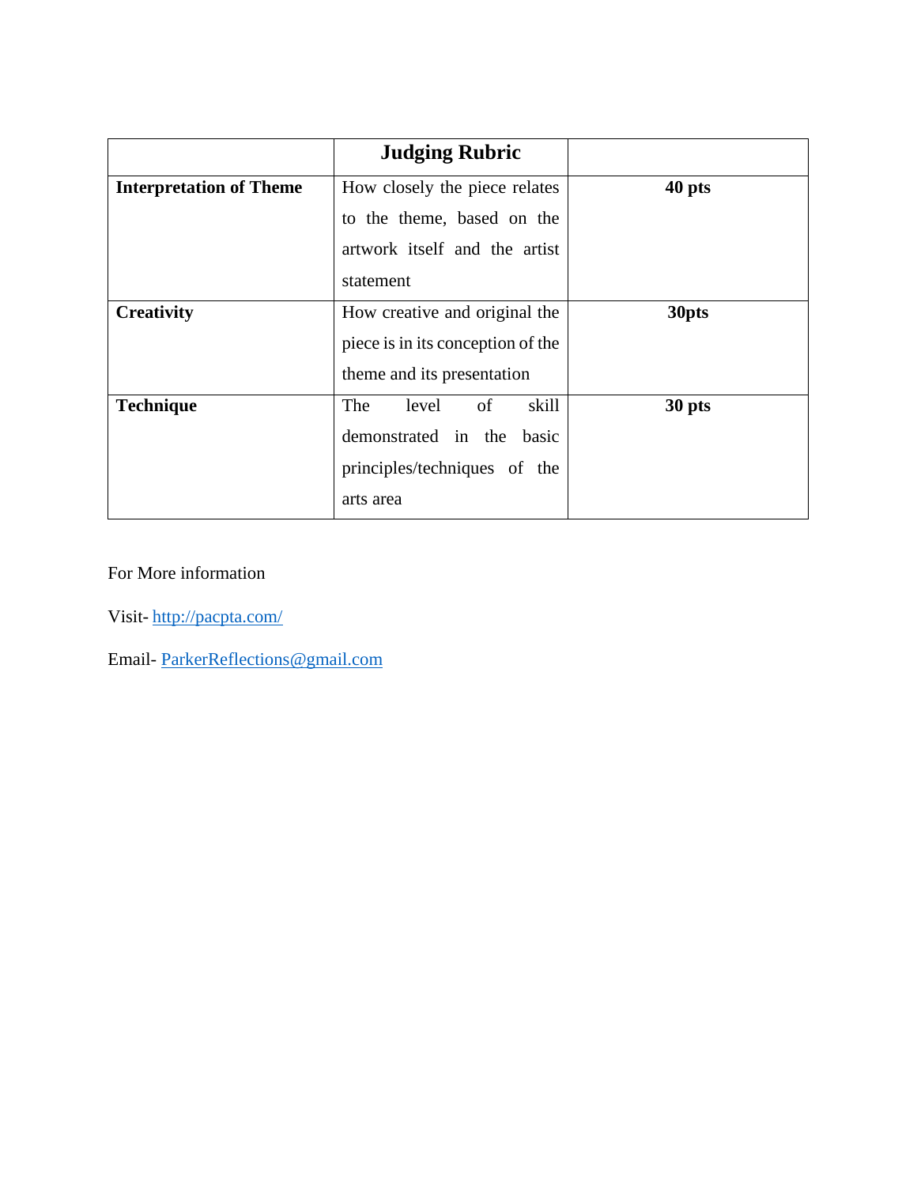| | **Judging Rubric** | |
|---|---|---|
| **Interpretation of Theme** | How closely the piece relates to the theme, based on the artwork itself and the artist statement | **40 pts** |
| **Creativity** | How creative and original the piece is in its conception of the theme and its presentation | **30pts** |
| **Technique** | The level of skill demonstrated in the basic principles/techniques of the arts area | **30 pts** |

For More information

Visit- [http://pacpta.com/](http://pacpta.com/)

Email- [ParkerReflections@gmail.com](mailto:ParkerReflections@gmail.com)